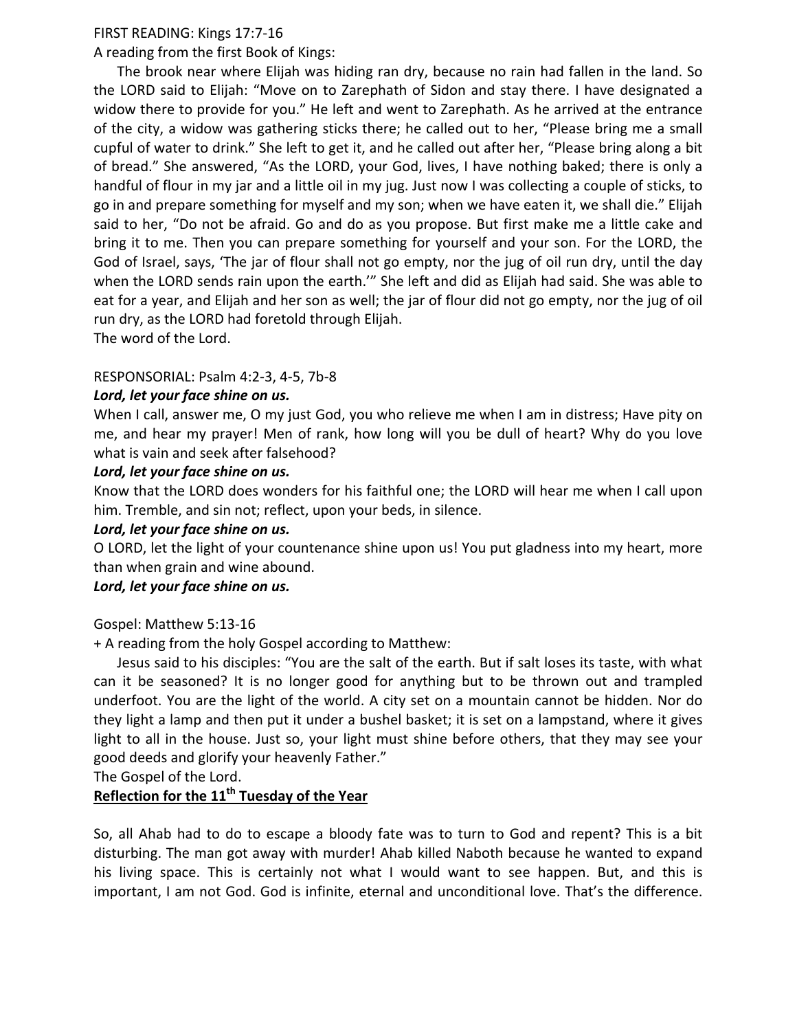FIRST READING: Kings 17:7-16

A reading from the first Book of Kings:

The brook near where Elijah was hiding ran dry, because no rain had fallen in the land. So the LORD said to Elijah: "Move on to Zarephath of Sidon and stay there. I have designated a widow there to provide for you." He left and went to Zarephath. As he arrived at the entrance of the city, a widow was gathering sticks there; he called out to her, "Please bring me a small cupful of water to drink." She left to get it, and he called out after her, "Please bring along a bit of bread." She answered, "As the LORD, your God, lives, I have nothing baked; there is only a handful of flour in my jar and a little oil in my jug. Just now I was collecting a couple of sticks, to go in and prepare something for myself and my son; when we have eaten it, we shall die." Elijah said to her, "Do not be afraid. Go and do as you propose. But first make me a little cake and bring it to me. Then you can prepare something for yourself and your son. For the LORD, the God of Israel, says, 'The jar of flour shall not go empty, nor the jug of oil run dry, until the day when the LORD sends rain upon the earth.'" She left and did as Elijah had said. She was able to eat for a year, and Elijah and her son as well; the jar of flour did not go empty, nor the jug of oil run dry, as the LORD had foretold through Elijah.

The word of the Lord.

RESPONSORIAL: Psalm 4:2-3, 4-5, 7b-8

***Lord, let your face shine on us.***

When I call, answer me, O my just God, you who relieve me when I am in distress; Have pity on me, and hear my prayer! Men of rank, how long will you be dull of heart? Why do you love what is vain and seek after falsehood?

***Lord, let your face shine on us.***

Know that the LORD does wonders for his faithful one; the LORD will hear me when I call upon him. Tremble, and sin not; reflect, upon your beds, in silence.

***Lord, let your face shine on us.***

O LORD, let the light of your countenance shine upon us! You put gladness into my heart, more than when grain and wine abound.

***Lord, let your face shine on us.***

Gospel: Matthew 5:13-16

+ A reading from the holy Gospel according to Matthew:

Jesus said to his disciples: "You are the salt of the earth. But if salt loses its taste, with what can it be seasoned? It is no longer good for anything but to be thrown out and trampled underfoot. You are the light of the world. A city set on a mountain cannot be hidden. Nor do they light a lamp and then put it under a bushel basket; it is set on a lampstand, where it gives light to all in the house. Just so, your light must shine before others, that they may see your good deeds and glorify your heavenly Father."

The Gospel of the Lord.

**Reflection for the 11th Tuesday of the Year**

So, all Ahab had to do to escape a bloody fate was to turn to God and repent? This is a bit disturbing. The man got away with murder! Ahab killed Naboth because he wanted to expand his living space. This is certainly not what I would want to see happen. But, and this is important, I am not God. God is infinite, eternal and unconditional love. That's the difference.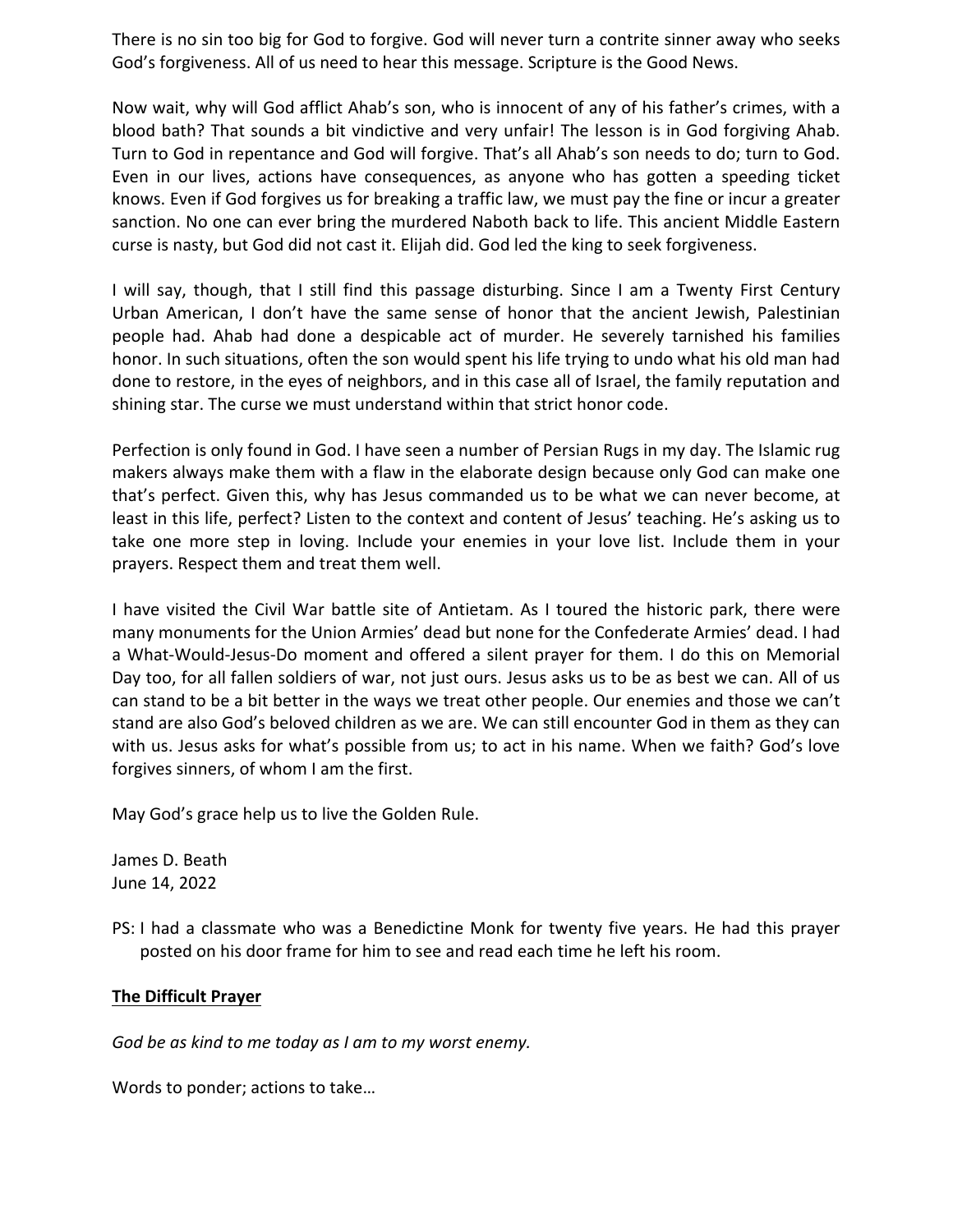There is no sin too big for God to forgive. God will never turn a contrite sinner away who seeks God's forgiveness. All of us need to hear this message. Scripture is the Good News.

Now wait, why will God afflict Ahab's son, who is innocent of any of his father's crimes, with a blood bath? That sounds a bit vindictive and very unfair! The lesson is in God forgiving Ahab. Turn to God in repentance and God will forgive. That's all Ahab's son needs to do; turn to God. Even in our lives, actions have consequences, as anyone who has gotten a speeding ticket knows. Even if God forgives us for breaking a traffic law, we must pay the fine or incur a greater sanction. No one can ever bring the murdered Naboth back to life. This ancient Middle Eastern curse is nasty, but God did not cast it. Elijah did. God led the king to seek forgiveness.

I will say, though, that I still find this passage disturbing. Since I am a Twenty First Century Urban American, I don't have the same sense of honor that the ancient Jewish, Palestinian people had. Ahab had done a despicable act of murder. He severely tarnished his families honor. In such situations, often the son would spent his life trying to undo what his old man had done to restore, in the eyes of neighbors, and in this case all of Israel, the family reputation and shining star. The curse we must understand within that strict honor code.

Perfection is only found in God. I have seen a number of Persian Rugs in my day. The Islamic rug makers always make them with a flaw in the elaborate design because only God can make one that's perfect. Given this, why has Jesus commanded us to be what we can never become, at least in this life, perfect? Listen to the context and content of Jesus' teaching. He's asking us to take one more step in loving. Include your enemies in your love list. Include them in your prayers. Respect them and treat them well.

I have visited the Civil War battle site of Antietam. As I toured the historic park, there were many monuments for the Union Armies' dead but none for the Confederate Armies' dead. I had a What-Would-Jesus-Do moment and offered a silent prayer for them. I do this on Memorial Day too, for all fallen soldiers of war, not just ours. Jesus asks us to be as best we can. All of us can stand to be a bit better in the ways we treat other people. Our enemies and those we can't stand are also God's beloved children as we are. We can still encounter God in them as they can with us. Jesus asks for what's possible from us; to act in his name. When we faith? God's love forgives sinners, of whom I am the first.

May God's grace help us to live the Golden Rule.

James D. Beath
June 14, 2022

PS: I had a classmate who was a Benedictine Monk for twenty five years. He had this prayer posted on his door frame for him to see and read each time he left his room.

**The Difficult Prayer**

*God be as kind to me today as I am to my worst enemy.*

Words to ponder; actions to take…